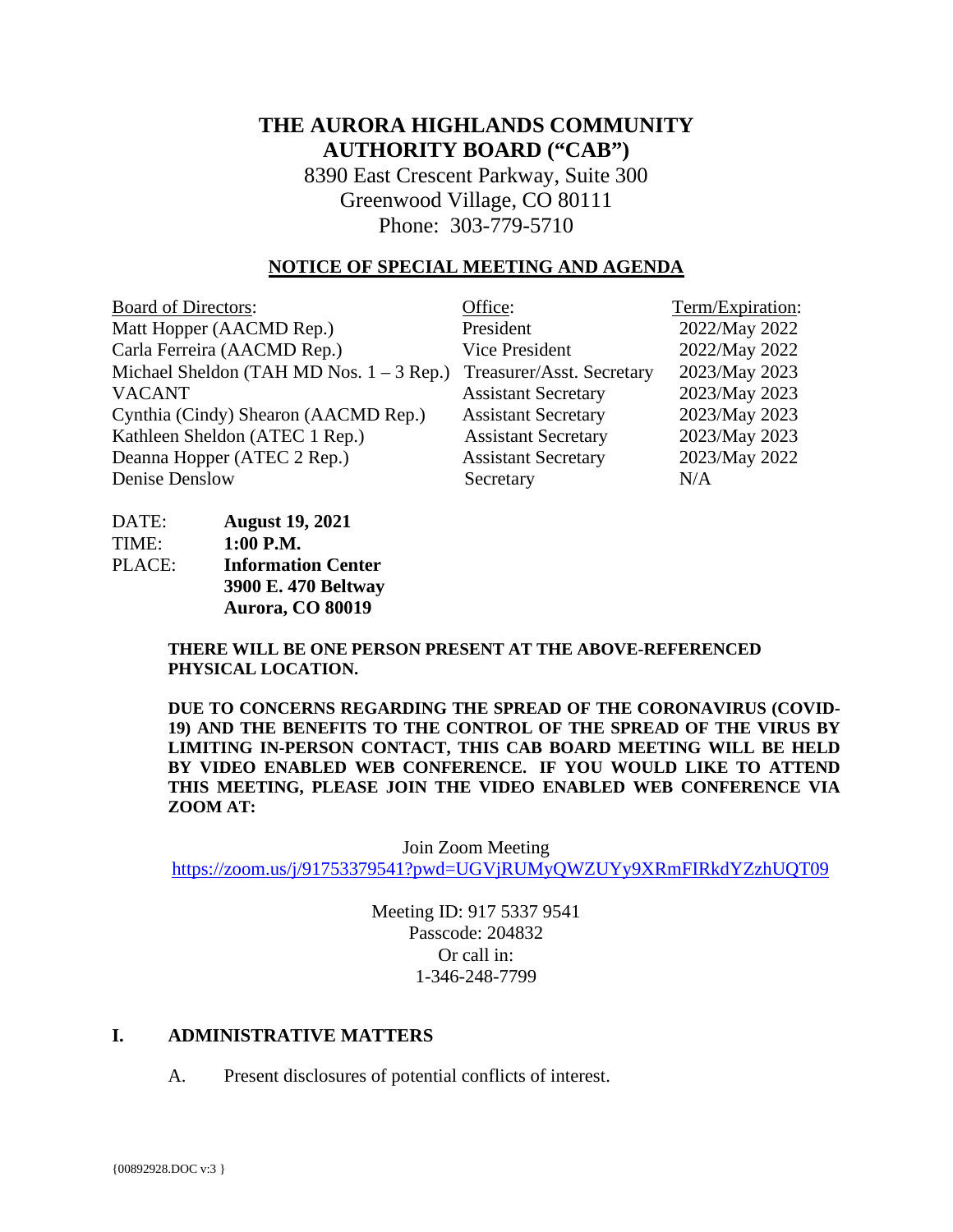# THE AURORA HIGHLANDS COMMUNITY AUTHORITY BOARD ("CAB")

8390 East Crescent Parkway, Suite 300
Greenwood Village, CO 80111
Phone: 303-779-5710

## NOTICE OF SPECIAL MEETING AND AGENDA

| Board of Directors: | Office: | Term/Expiration: |
|---|---|---|
| Matt Hopper (AACMD Rep.) | President | 2022/May 2022 |
| Carla Ferreira (AACMD Rep.) | Vice President | 2022/May 2022 |
| Michael Sheldon (TAH MD Nos. 1 – 3 Rep.) | Treasurer/Asst. Secretary | 2023/May 2023 |
| VACANT | Assistant Secretary | 2023/May 2023 |
| Cynthia (Cindy) Shearon (AACMD Rep.) | Assistant Secretary | 2023/May 2023 |
| Kathleen Sheldon (ATEC 1 Rep.) | Assistant Secretary | 2023/May 2023 |
| Deanna Hopper (ATEC 2 Rep.) | Assistant Secretary | 2023/May 2022 |
| Denise Denslow | Secretary | N/A |

DATE: **August 19, 2021**
TIME: **1:00 P.M.**
PLACE: **Information Center**
**3900 E. 470 Beltway**
**Aurora, CO 80019**

**THERE WILL BE ONE PERSON PRESENT AT THE ABOVE-REFERENCED PHYSICAL LOCATION.**

**DUE TO CONCERNS REGARDING THE SPREAD OF THE CORONAVIRUS (COVID-19) AND THE BENEFITS TO THE CONTROL OF THE SPREAD OF THE VIRUS BY LIMITING IN-PERSON CONTACT, THIS CAB BOARD MEETING WILL BE HELD BY VIDEO ENABLED WEB CONFERENCE. IF YOU WOULD LIKE TO ATTEND THIS MEETING, PLEASE JOIN THE VIDEO ENABLED WEB CONFERENCE VIA ZOOM AT:**

Join Zoom Meeting
https://zoom.us/j/91753379541?pwd=UGVjRUMyQWZUYy9XRmFIRkdYZzhUQT09

Meeting ID: 917 5337 9541
Passcode: 204832
Or call in:
1-346-248-7799

## I. ADMINISTRATIVE MATTERS

A. Present disclosures of potential conflicts of interest.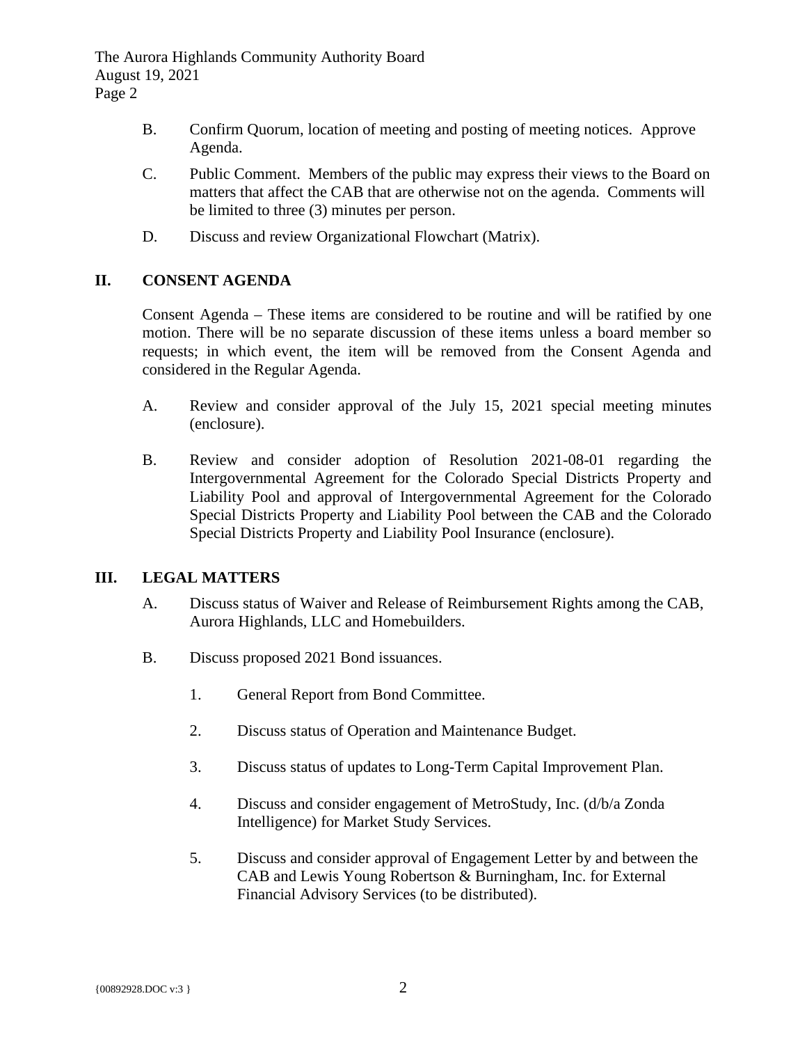B. Confirm Quorum, location of meeting and posting of meeting notices. Approve Agenda.

C. Public Comment. Members of the public may express their views to the Board on matters that affect the CAB that are otherwise not on the agenda. Comments will be limited to three (3) minutes per person.

D. Discuss and review Organizational Flowchart (Matrix).

## II. CONSENT AGENDA

Consent Agenda – These items are considered to be routine and will be ratified by one motion. There will be no separate discussion of these items unless a board member so requests; in which event, the item will be removed from the Consent Agenda and considered in the Regular Agenda.

A. Review and consider approval of the July 15, 2021 special meeting minutes (enclosure).

B. Review and consider adoption of Resolution 2021-08-01 regarding the Intergovernmental Agreement for the Colorado Special Districts Property and Liability Pool and approval of Intergovernmental Agreement for the Colorado Special Districts Property and Liability Pool between the CAB and the Colorado Special Districts Property and Liability Pool Insurance (enclosure).

## III. LEGAL MATTERS

A. Discuss status of Waiver and Release of Reimbursement Rights among the CAB, Aurora Highlands, LLC and Homebuilders.

B. Discuss proposed 2021 Bond issuances.

1. General Report from Bond Committee.

2. Discuss status of Operation and Maintenance Budget.

3. Discuss status of updates to Long-Term Capital Improvement Plan.

4. Discuss and consider engagement of MetroStudy, Inc. (d/b/a Zonda Intelligence) for Market Study Services.

5. Discuss and consider approval of Engagement Letter by and between the CAB and Lewis Young Robertson & Burningham, Inc. for External Financial Advisory Services (to be distributed).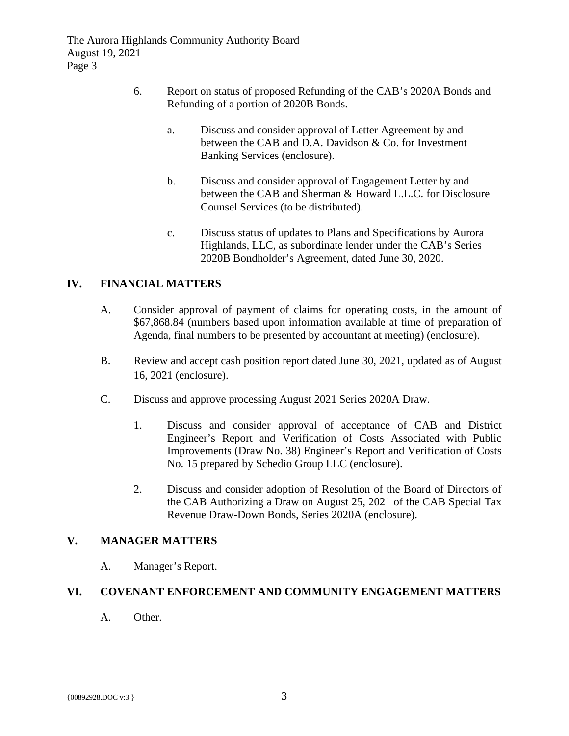6. Report on status of proposed Refunding of the CAB's 2020A Bonds and Refunding of a portion of 2020B Bonds.

   a. Discuss and consider approval of Letter Agreement by and between the CAB and D.A. Davidson & Co. for Investment Banking Services (enclosure).

   b. Discuss and consider approval of Engagement Letter by and between the CAB and Sherman & Howard L.L.C. for Disclosure Counsel Services (to be distributed).

   c. Discuss status of updates to Plans and Specifications by Aurora Highlands, LLC, as subordinate lender under the CAB's Series 2020B Bondholder's Agreement, dated June 30, 2020.

## IV. FINANCIAL MATTERS

A. Consider approval of payment of claims for operating costs, in the amount of $67,868.84 (numbers based upon information available at time of preparation of Agenda, final numbers to be presented by accountant at meeting) (enclosure).

B. Review and accept cash position report dated June 30, 2021, updated as of August 16, 2021 (enclosure).

C. Discuss and approve processing August 2021 Series 2020A Draw.

   1. Discuss and consider approval of acceptance of CAB and District Engineer's Report and Verification of Costs Associated with Public Improvements (Draw No. 38) Engineer's Report and Verification of Costs No. 15 prepared by Schedio Group LLC (enclosure).

   2. Discuss and consider adoption of Resolution of the Board of Directors of the CAB Authorizing a Draw on August 25, 2021 of the CAB Special Tax Revenue Draw-Down Bonds, Series 2020A (enclosure).

## V. MANAGER MATTERS

A. Manager's Report.

## VI. COVENANT ENFORCEMENT AND COMMUNITY ENGAGEMENT MATTERS

A. Other.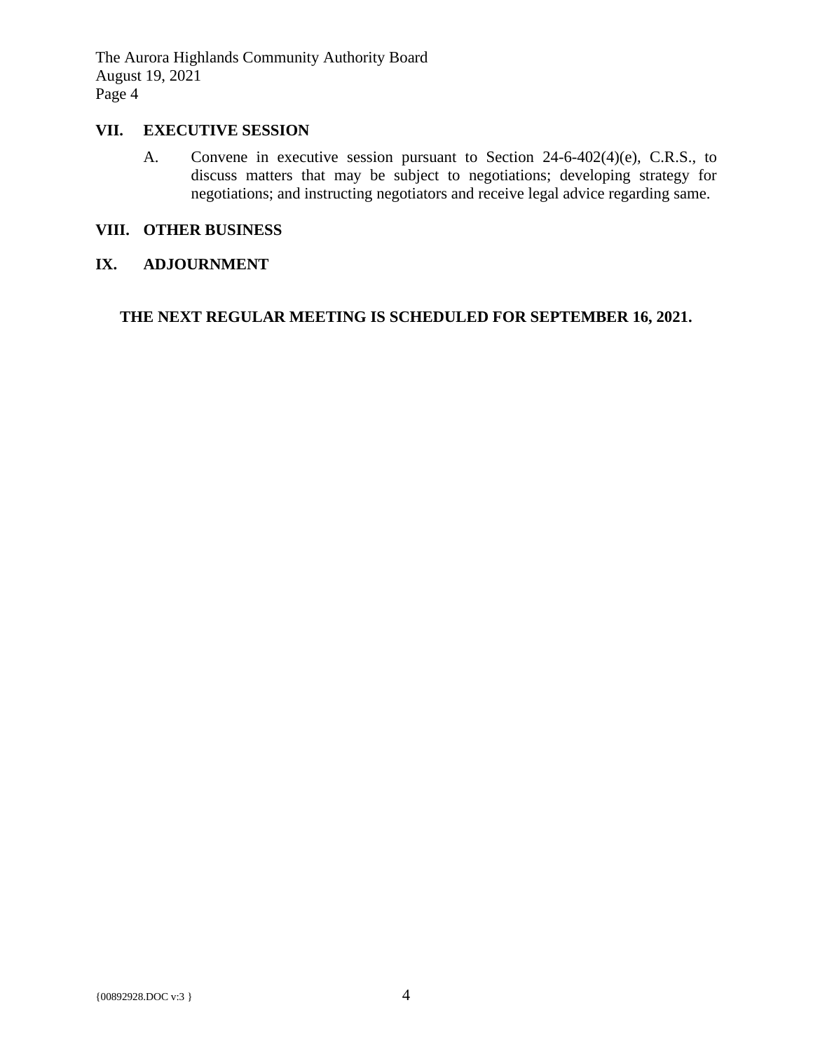## VII. EXECUTIVE SESSION

A. Convene in executive session pursuant to Section 24-6-402(4)(e), C.R.S., to discuss matters that may be subject to negotiations; developing strategy for negotiations; and instructing negotiators and receive legal advice regarding same.

## VIII. OTHER BUSINESS

## IX. ADJOURNMENT

**THE NEXT REGULAR MEETING IS SCHEDULED FOR SEPTEMBER 16, 2021.**